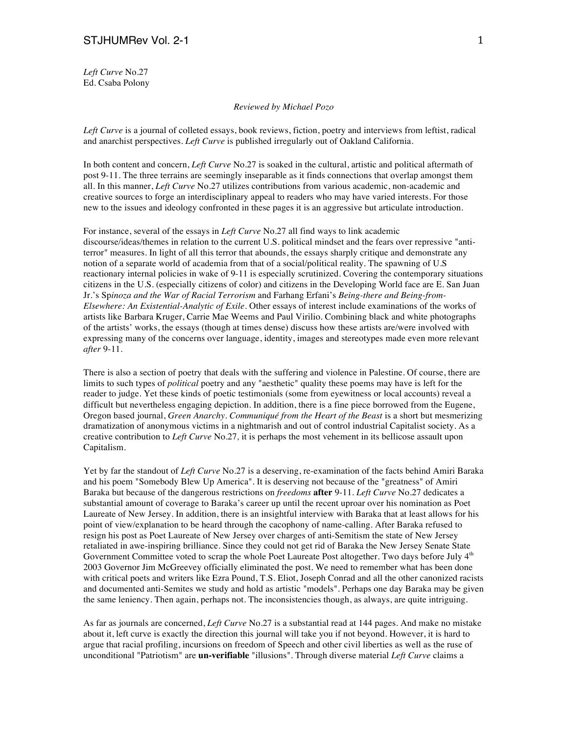*Left Curve* No.27
Ed. Csaba Polony

*Reviewed by Michael Pozo*

*Left Curve* is a journal of colleted essays, book reviews, fiction, poetry and interviews from leftist, radical and anarchist perspectives. *Left Curve* is published irregularly out of Oakland California.

In both content and concern, *Left Curve* No.27 is soaked in the cultural, artistic and political aftermath of post 9-11. The three terrains are seemingly inseparable as it finds connections that overlap amongst them all. In this manner, *Left Curve* No.27 utilizes contributions from various academic, non-academic and creative sources to forge an interdisciplinary appeal to readers who may have varied interests. For those new to the issues and ideology confronted in these pages it is an aggressive but articulate introduction.

For instance, several of the essays in *Left Curve* No.27 all find ways to link academic discourse/ideas/themes in relation to the current U.S. political mindset and the fears over repressive "anti-terror" measures. In light of all this terror that abounds, the essays sharply critique and demonstrate any notion of a separate world of academia from that of a social/political reality. The spawning of U.S reactionary internal policies in wake of 9-11 is especially scrutinized. Covering the contemporary situations citizens in the U.S. (especially citizens of color) and citizens in the Developing World face are E. San Juan Jr.'s *Spinoza and the War of Racial Terrorism* and Farhang Erfani's *Being-there and Being-from-Elsewhere: An Existential-Analytic of Exile*. Other essays of interest include examinations of the works of artists like Barbara Kruger, Carrie Mae Weems and Paul Virilio. Combining black and white photographs of the artists' works, the essays (though at times dense) discuss how these artists are/were involved with expressing many of the concerns over language, identity, images and stereotypes made even more relevant *after* 9-11.

There is also a section of poetry that deals with the suffering and violence in Palestine. Of course, there are limits to such types of *political* poetry and any "aesthetic" quality these poems may have is left for the reader to judge. Yet these kinds of poetic testimonials (some from eyewitness or local accounts) reveal a difficult but nevertheless engaging depiction. In addition, there is a fine piece borrowed from the Eugene, Oregon based journal, *Green Anarchy*. *Communiqué from the Heart of the Beast* is a short but mesmerizing dramatization of anonymous victims in a nightmarish and out of control industrial Capitalist society. As a creative contribution to *Left Curve* No.27*,* it is perhaps the most vehement in its bellicose assault upon Capitalism.

Yet by far the standout of *Left Curve* No.27 is a deserving, re-examination of the facts behind Amiri Baraka and his poem "Somebody Blew Up America". It is deserving not because of the "greatness" of Amiri Baraka but because of the dangerous restrictions on *freedoms* **after** 9-11. *Left Curve* No.27 dedicates a substantial amount of coverage to Baraka's career up until the recent uproar over his nomination as Poet Laureate of New Jersey. In addition, there is an insightful interview with Baraka that at least allows for his point of view/explanation to be heard through the cacophony of name-calling. After Baraka refused to resign his post as Poet Laureate of New Jersey over charges of anti-Semitism the state of New Jersey retaliated in awe-inspiring brilliance. Since they could not get rid of Baraka the New Jersey Senate State Government Committee voted to scrap the whole Poet Laureate Post altogether. Two days before July 4th 2003 Governor Jim McGreevey officially eliminated the post. We need to remember what has been done with critical poets and writers like Ezra Pound, T.S. Eliot, Joseph Conrad and all the other canonized racists and documented anti-Semites we study and hold as artistic "models". Perhaps one day Baraka may be given the same leniency. Then again, perhaps not. The inconsistencies though, as always, are quite intriguing.

As far as journals are concerned, *Left Curve* No.27 is a substantial read at 144 pages. And make no mistake about it, left curve is exactly the direction this journal will take you if not beyond. However, it is hard to argue that racial profiling, incursions on freedom of Speech and other civil liberties as well as the ruse of unconditional "Patriotism" are **un-verifiable** "illusions". Through diverse material *Left Curve* claims a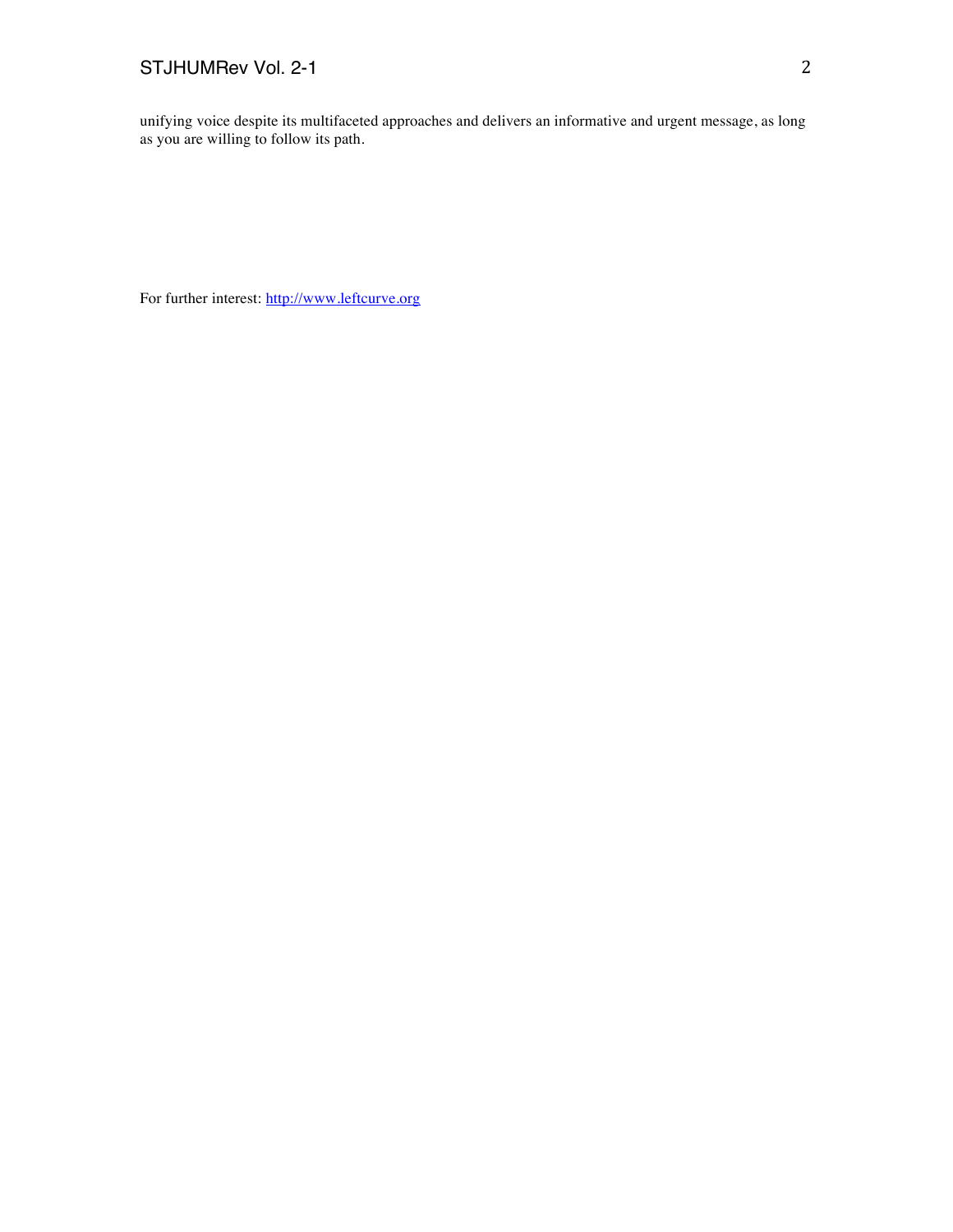unifying voice despite its multifaceted approaches and delivers an informative and urgent message, as long as you are willing to follow its path.

For further interest: [http://www.leftcurve.org](http://www.leftcurve.org)